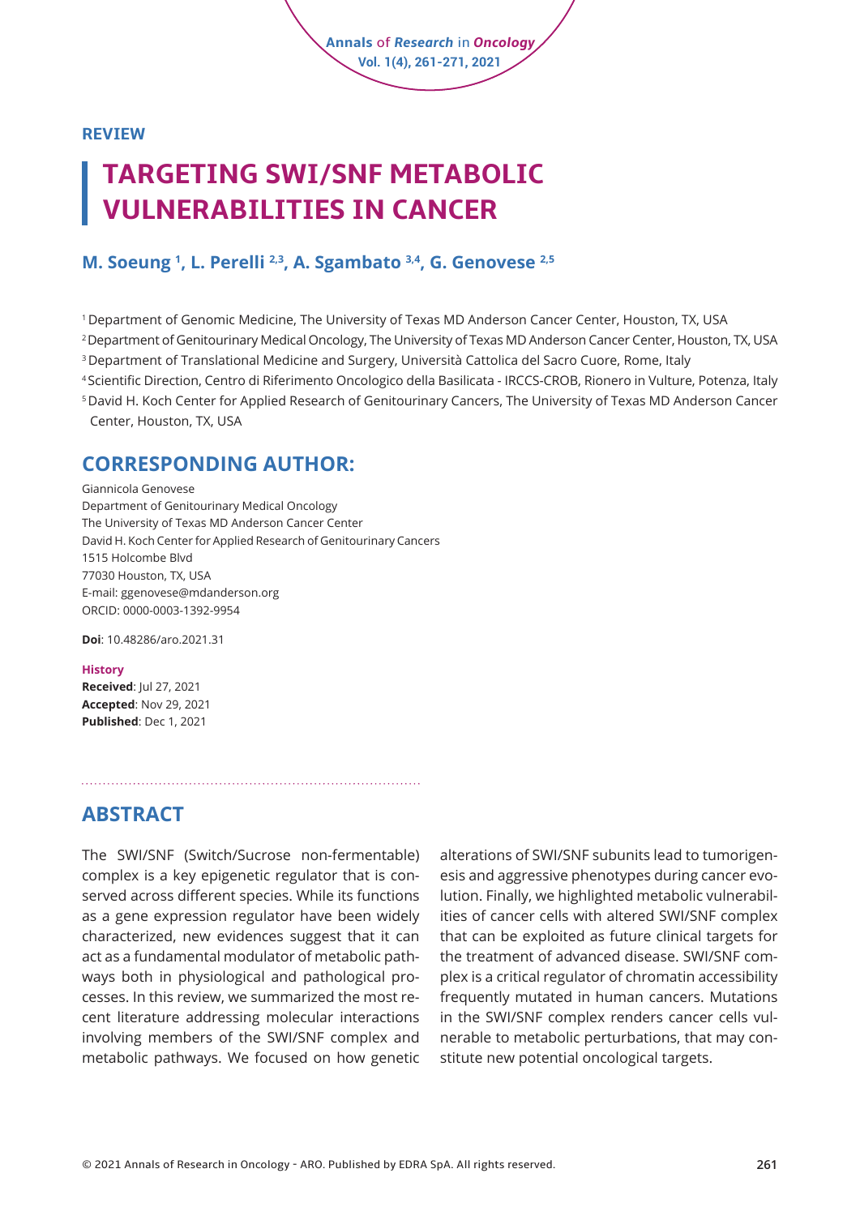REVIEW

# TARGETING SWI/SNF METABOLIC VULNERABILITIES IN CANCER

**M. Soeung [1], L. Perelli [2,3], A. Sgambato [3,4], G. Genovese [2,5]**

[1] Department of Genomic Medicine, The University of Texas MD Anderson Cancer Center, Houston, TX, USA
[2] Department of Genitourinary Medical Oncology, The University of Texas MD Anderson Cancer Center, Houston, TX, USA
[3] Department of Translational Medicine and Surgery, Università Cattolica del Sacro Cuore, Rome, Italy
[4] Scientific Direction, Centro di Riferimento Oncologico della Basilicata - IRCCS-CROB, Rionero in Vulture, Potenza, Italy
[5] David H. Koch Center for Applied Research of Genitourinary Cancers, The University of Texas MD Anderson Cancer Center, Houston, TX, USA

## CORRESPONDING AUTHOR:

Giannicola Genovese
Department of Genitourinary Medical Oncology
The University of Texas MD Anderson Cancer Center
David H. Koch Center for Applied Research of Genitourinary Cancers
1515 Holcombe Blvd
77030 Houston, TX, USA
E-mail: ggenovese@mdanderson.org
ORCID: 0000-0003-1392-9954

**Doi**: 10.48286/aro.2021.31

**History**
**Received**: Jul 27, 2021
**Accepted**: Nov 29, 2021
**Published**: Dec 1, 2021

## ABSTRACT

The SWI/SNF (Switch/Sucrose non-fermentable) complex is a key epigenetic regulator that is conserved across different species. While its functions as a gene expression regulator have been widely characterized, new evidences suggest that it can act as a fundamental modulator of metabolic pathways both in physiological and pathological processes. In this review, we summarized the most recent literature addressing molecular interactions involving members of the SWI/SNF complex and metabolic pathways. We focused on how genetic alterations of SWI/SNF subunits lead to tumorigenesis and aggressive phenotypes during cancer evolution. Finally, we highlighted metabolic vulnerabilities of cancer cells with altered SWI/SNF complex that can be exploited as future clinical targets for the treatment of advanced disease. SWI/SNF complex is a critical regulator of chromatin accessibility frequently mutated in human cancers. Mutations in the SWI/SNF complex renders cancer cells vulnerable to metabolic perturbations, that may constitute new potential oncological targets.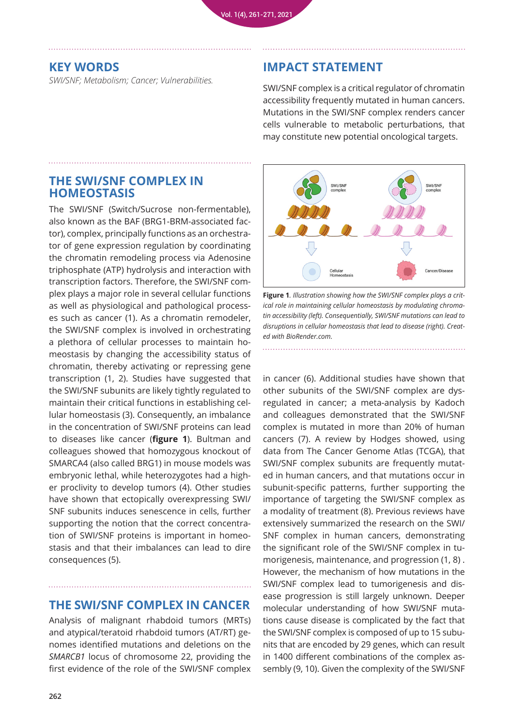## KEY WORDS

*SWI/SNF; Metabolism; Cancer; Vulnerabilities.*

## IMPACT STATEMENT

SWI/SNF complex is a critical regulator of chromatin accessibility frequently mutated in human cancers. Mutations in the SWI/SNF complex renders cancer cells vulnerable to metabolic perturbations, that may constitute new potential oncological targets.

## THE SWI/SNF COMPLEX IN HOMEOSTASIS

The SWI/SNF (Switch/Sucrose non-fermentable), also known as the BAF (BRG1-BRM-associated factor), complex, principally functions as an orchestrator of gene expression regulation by coordinating the chromatin remodeling process via Adenosine triphosphate (ATP) hydrolysis and interaction with transcription factors. Therefore, the SWI/SNF complex plays a major role in several cellular functions as well as physiological and pathological processes such as cancer (1). As a chromatin remodeler, the SWI/SNF complex is involved in orchestrating a plethora of cellular processes to maintain homeostasis by changing the accessibility status of chromatin, thereby activating or repressing gene transcription (1, 2). Studies have suggested that the SWI/SNF subunits are likely tightly regulated to maintain their critical functions in establishing cellular homeostasis (3). Consequently, an imbalance in the concentration of SWI/SNF proteins can lead to diseases like cancer (**figure 1**). Bultman and colleagues showed that homozygous knockout of SMARCA4 (also called BRG1) in mouse models was embryonic lethal, while heterozygotes had a higher proclivity to develop tumors (4). Other studies have shown that ectopically overexpressing SWI/SNF subunits induces senescence in cells, further supporting the notion that the correct concentration of SWI/SNF proteins is important in homeostasis and that their imbalances can lead to dire consequences (5).

**Figure 1**. *Illustration showing how the SWI/SNF complex plays a critical role in maintaining cellular homeostasis by modulating chromatin accessibility (left). Consequentially, SWI/SNF mutations can lead to disruptions in cellular homeostasis that lead to disease (right). Created with BioRender.com.*

## THE SWI/SNF COMPLEX IN CANCER

Analysis of malignant rhabdoid tumors (MRTs) and atypical/teratoid rhabdoid tumors (AT/RT) genomes identified mutations and deletions on the *SMARCB1* locus of chromosome 22, providing the first evidence of the role of the SWI/SNF complex in cancer (6). Additional studies have shown that other subunits of the SWI/SNF complex are dysregulated in cancer; a meta-analysis by Kadoch and colleagues demonstrated that the SWI/SNF complex is mutated in more than 20% of human cancers (7). A review by Hodges showed, using data from The Cancer Genome Atlas (TCGA), that SWI/SNF complex subunits are frequently mutated in human cancers, and that mutations occur in subunit-specific patterns, further supporting the importance of targeting the SWI/SNF complex as a modality of treatment (8). Previous reviews have extensively summarized the research on the SWI/SNF complex in human cancers, demonstrating the significant role of the SWI/SNF complex in tumorigenesis, maintenance, and progression (1, 8) . However, the mechanism of how mutations in the SWI/SNF complex lead to tumorigenesis and disease progression is still largely unknown. Deeper molecular understanding of how SWI/SNF mutations cause disease is complicated by the fact that the SWI/SNF complex is composed of up to 15 subunits that are encoded by 29 genes, which can result in 1400 different combinations of the complex assembly (9, 10). Given the complexity of the SWI/SNF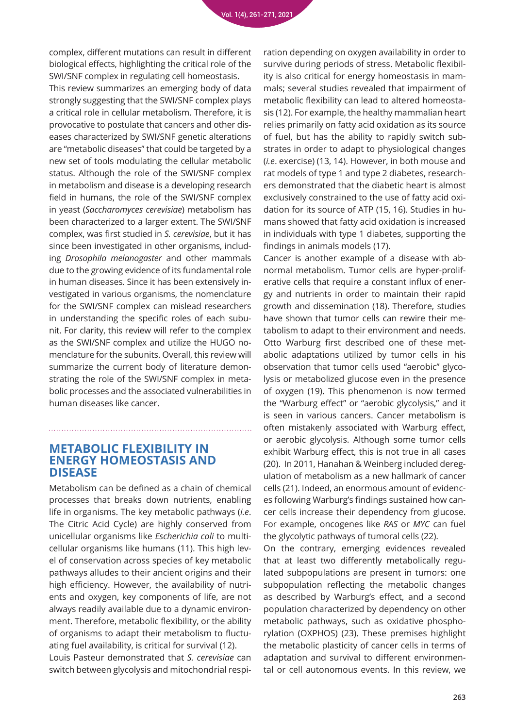complex, different mutations can result in different biological effects, highlighting the critical role of the SWI/SNF complex in regulating cell homeostasis.

This review summarizes an emerging body of data strongly suggesting that the SWI/SNF complex plays a critical role in cellular metabolism. Therefore, it is provocative to postulate that cancers and other diseases characterized by SWI/SNF genetic alterations are "metabolic diseases" that could be targeted by a new set of tools modulating the cellular metabolic status. Although the role of the SWI/SNF complex in metabolism and disease is a developing research field in humans, the role of the SWI/SNF complex in yeast (*Saccharomyces cerevisiae*) metabolism has been characterized to a larger extent. The SWI/SNF complex, was first studied in *S. cerevisiae*, but it has since been investigated in other organisms, including *Drosophila melanogaster* and other mammals due to the growing evidence of its fundamental role in human diseases. Since it has been extensively investigated in various organisms, the nomenclature for the SWI/SNF complex can mislead researchers in understanding the specific roles of each subunit. For clarity, this review will refer to the complex as the SWI/SNF complex and utilize the HUGO nomenclature for the subunits. Overall, this review will summarize the current body of literature demonstrating the role of the SWI/SNF complex in metabolic processes and the associated vulnerabilities in human diseases like cancer.

## METABOLIC FLEXIBILITY IN ENERGY HOMEOSTASIS AND DISEASE

Metabolism can be defined as a chain of chemical processes that breaks down nutrients, enabling life in organisms. The key metabolic pathways (*i.e*. The Citric Acid Cycle) are highly conserved from unicellular organisms like *Escherichia coli* to multicellular organisms like humans (11). This high level of conservation across species of key metabolic pathways alludes to their ancient origins and their high efficiency. However, the availability of nutrients and oxygen, key components of life, are not always readily available due to a dynamic environment. Therefore, metabolic flexibility, or the ability of organisms to adapt their metabolism to fluctuating fuel availability, is critical for survival (12).

Louis Pasteur demonstrated that *S. cerevisiae* can switch between glycolysis and mitochondrial respiration depending on oxygen availability in order to survive during periods of stress. Metabolic flexibility is also critical for energy homeostasis in mammals; several studies revealed that impairment of metabolic flexibility can lead to altered homeostasis (12). For example, the healthy mammalian heart relies primarily on fatty acid oxidation as its source of fuel, but has the ability to rapidly switch substrates in order to adapt to physiological changes (*i.e*. exercise) (13, 14). However, in both mouse and rat models of type 1 and type 2 diabetes, researchers demonstrated that the diabetic heart is almost exclusively constrained to the use of fatty acid oxidation for its source of ATP (15, 16). Studies in humans showed that fatty acid oxidation is increased in individuals with type 1 diabetes, supporting the findings in animals models (17).

Cancer is another example of a disease with abnormal metabolism. Tumor cells are hyper-proliferative cells that require a constant influx of energy and nutrients in order to maintain their rapid growth and dissemination (18). Therefore, studies have shown that tumor cells can rewire their metabolism to adapt to their environment and needs. Otto Warburg first described one of these metabolic adaptations utilized by tumor cells in his observation that tumor cells used "aerobic" glycolysis or metabolized glucose even in the presence of oxygen (19). This phenomenon is now termed the "Warburg effect" or "aerobic glycolysis," and it is seen in various cancers. Cancer metabolism is often mistakenly associated with Warburg effect, or aerobic glycolysis. Although some tumor cells exhibit Warburg effect, this is not true in all cases (20). In 2011, Hanahan & Weinberg included deregulation of metabolism as a new hallmark of cancer cells (21). Indeed, an enormous amount of evidences following Warburg's findings sustained how cancer cells increase their dependency from glucose. For example, oncogenes like *RAS* or *MYC* can fuel the glycolytic pathways of tumoral cells (22).

On the contrary, emerging evidences revealed that at least two differently metabolically regulated subpopulations are present in tumors: one subpopulation reflecting the metabolic changes as described by Warburg's effect, and a second population characterized by dependency on other metabolic pathways, such as oxidative phosphorylation (OXPHOS) (23). These premises highlight the metabolic plasticity of cancer cells in terms of adaptation and survival to different environmental or cell autonomous events. In this review, we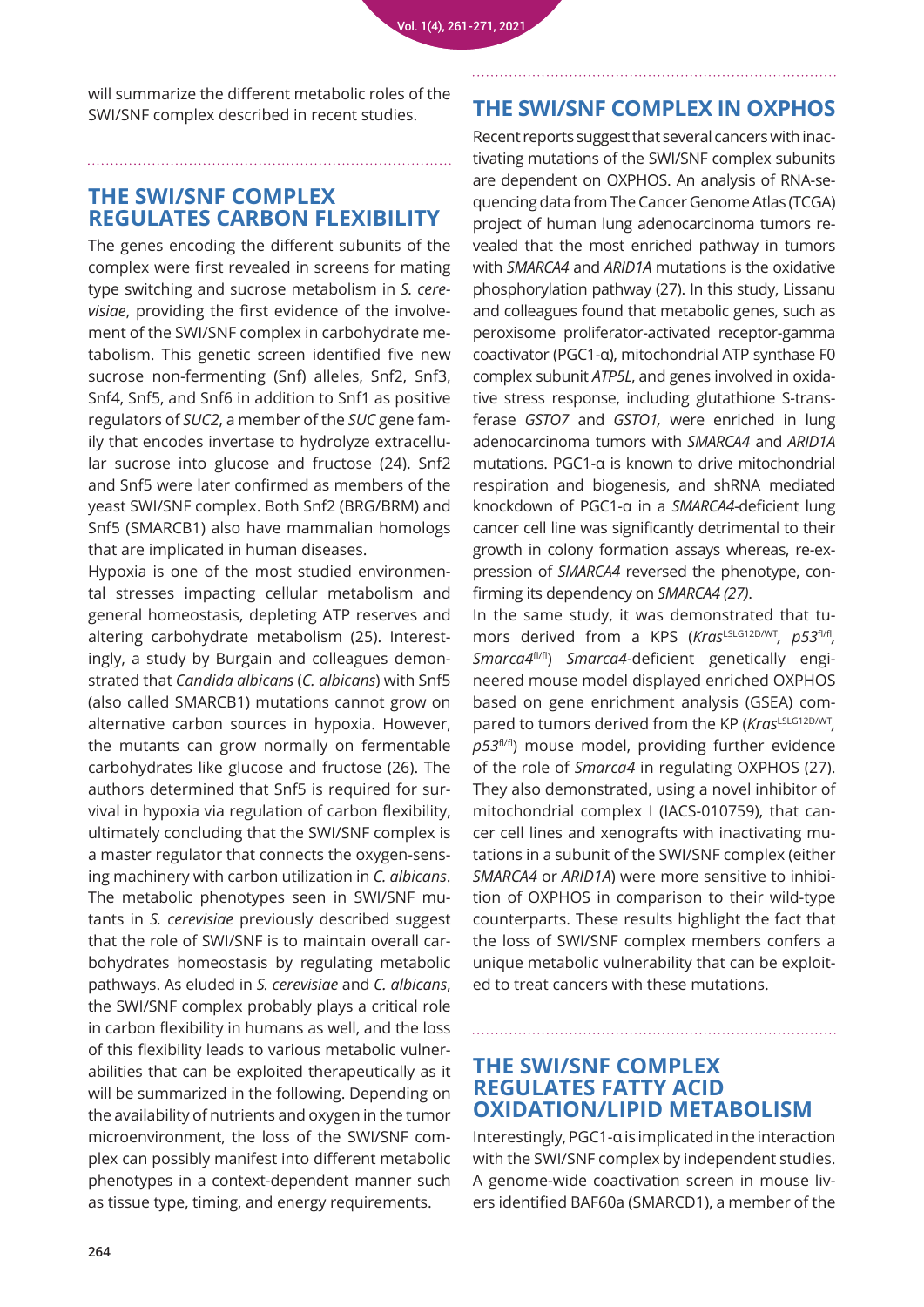will summarize the different metabolic roles of the SWI/SNF complex described in recent studies.

## THE SWI/SNF COMPLEX REGULATES CARBON FLEXIBILITY

The genes encoding the different subunits of the complex were first revealed in screens for mating type switching and sucrose metabolism in *S. cerevisiae*, providing the first evidence of the involvement of the SWI/SNF complex in carbohydrate metabolism. This genetic screen identified five new sucrose non-fermenting (Snf) alleles, Snf2, Snf3, Snf4, Snf5, and Snf6 in addition to Snf1 as positive regulators of *SUC2*, a member of the *SUC* gene family that encodes invertase to hydrolyze extracellular sucrose into glucose and fructose (24). Snf2 and Snf5 were later confirmed as members of the yeast SWI/SNF complex. Both Snf2 (BRG/BRM) and Snf5 (SMARCB1) also have mammalian homologs that are implicated in human diseases.

Hypoxia is one of the most studied environmental stresses impacting cellular metabolism and general homeostasis, depleting ATP reserves and altering carbohydrate metabolism (25). Interestingly, a study by Burgain and colleagues demonstrated that *Candida albicans* (*C. albicans*) with Snf5 (also called SMARCB1) mutations cannot grow on alternative carbon sources in hypoxia. However, the mutants can grow normally on fermentable carbohydrates like glucose and fructose (26). The authors determined that Snf5 is required for survival in hypoxia via regulation of carbon flexibility, ultimately concluding that the SWI/SNF complex is a master regulator that connects the oxygen-sensing machinery with carbon utilization in *C. albicans*. The metabolic phenotypes seen in SWI/SNF mutants in *S. cerevisiae* previously described suggest that the role of SWI/SNF is to maintain overall carbohydrates homeostasis by regulating metabolic pathways. As eluded in *S. cerevisiae* and *C. albicans*, the SWI/SNF complex probably plays a critical role in carbon flexibility in humans as well, and the loss of this flexibility leads to various metabolic vulnerabilities that can be exploited therapeutically as it will be summarized in the following. Depending on the availability of nutrients and oxygen in the tumor microenvironment, the loss of the SWI/SNF complex can possibly manifest into different metabolic phenotypes in a context-dependent manner such as tissue type, timing, and energy requirements.

## THE SWI/SNF COMPLEX IN OXPHOS

Recent reports suggest that several cancers with inactivating mutations of the SWI/SNF complex subunits are dependent on OXPHOS. An analysis of RNA-sequencing data from The Cancer Genome Atlas (TCGA) project of human lung adenocarcinoma tumors revealed that the most enriched pathway in tumors with *SMARCA4* and *ARID1A* mutations is the oxidative phosphorylation pathway (27). In this study, Lissanu and colleagues found that metabolic genes, such as peroxisome proliferator-activated receptor-gamma coactivator (PGC1-α), mitochondrial ATP synthase F0 complex subunit *ATP5L*, and genes involved in oxidative stress response, including glutathione S-transferase *GSTO7* and *GSTO1,* were enriched in lung adenocarcinoma tumors with *SMARCA4* and *ARID1A* mutations. PGC1-α is known to drive mitochondrial respiration and biogenesis, and shRNA mediated knockdown of PGC1-α in a *SMARCA4*-deficient lung cancer cell line was significantly detrimental to their growth in colony formation assays whereas, re-expression of *SMARCA4* reversed the phenotype, confirming its dependency on *SMARCA4 (27)*.

In the same study, it was demonstrated that tumors derived from a KPS (*Kras*$^{LSLG12D/WT}$, *p53*$^{fl/fl}$, *Smarca4*$^{fl/fl}$) *Smarca4*-deficient genetically engineered mouse model displayed enriched OXPHOS based on gene enrichment analysis (GSEA) compared to tumors derived from the KP (*Kras*$^{LSLG12D/WT}$, *p53*$^{fl/fl}$) mouse model, providing further evidence of the role of *Smarca4* in regulating OXPHOS (27). They also demonstrated, using a novel inhibitor of mitochondrial complex I (IACS-010759), that cancer cell lines and xenografts with inactivating mutations in a subunit of the SWI/SNF complex (either *SMARCA4* or *ARID1A*) were more sensitive to inhibition of OXPHOS in comparison to their wild-type counterparts. These results highlight the fact that the loss of SWI/SNF complex members confers a unique metabolic vulnerability that can be exploited to treat cancers with these mutations.

## THE SWI/SNF COMPLEX REGULATES FATTY ACID OXIDATION/LIPID METABOLISM

Interestingly, PGC1-α is implicated in the interaction with the SWI/SNF complex by independent studies. A genome-wide coactivation screen in mouse livers identified BAF60a (SMARCD1), a member of the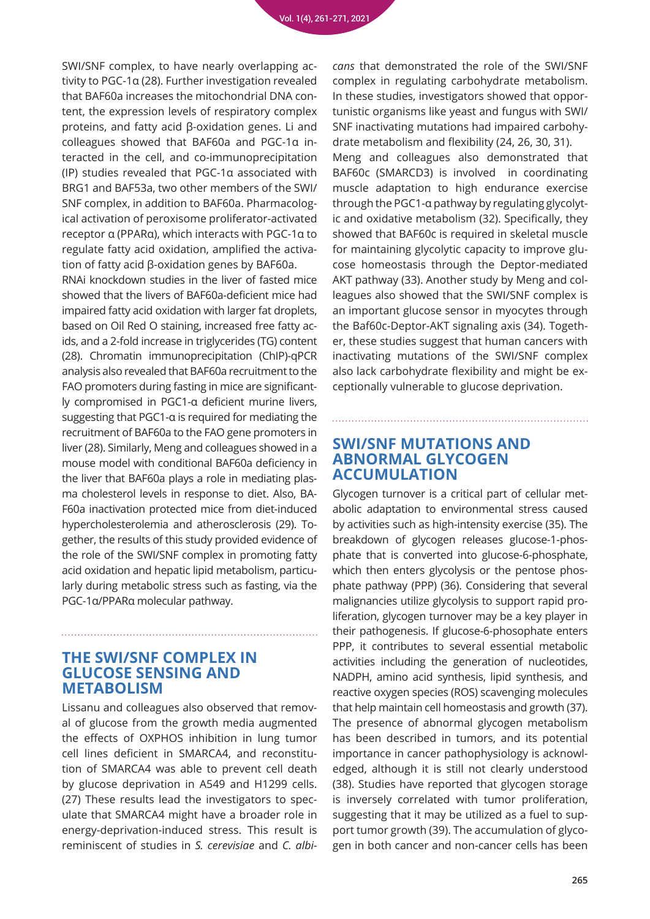SWI/SNF complex, to have nearly overlapping activity to PGC-1α (28). Further investigation revealed that BAF60a increases the mitochondrial DNA content, the expression levels of respiratory complex proteins, and fatty acid β-oxidation genes. Li and colleagues showed that BAF60a and PGC-1α interacted in the cell, and co-immunoprecipitation (IP) studies revealed that PGC-1α associated with BRG1 and BAF53a, two other members of the SWI/SNF complex, in addition to BAF60a. Pharmacological activation of peroxisome proliferator-activated receptor α (PPARα), which interacts with PGC-1α to regulate fatty acid oxidation, amplified the activation of fatty acid β-oxidation genes by BAF60a.

RNAi knockdown studies in the liver of fasted mice showed that the livers of BAF60a-deficient mice had impaired fatty acid oxidation with larger fat droplets, based on Oil Red O staining, increased free fatty acids, and a 2-fold increase in triglycerides (TG) content (28). Chromatin immunoprecipitation (ChIP)-qPCR analysis also revealed that BAF60a recruitment to the FAO promoters during fasting in mice are significantly compromised in PGC1-α deficient murine livers, suggesting that PGC1-α is required for mediating the recruitment of BAF60a to the FAO gene promoters in liver (28). Similarly, Meng and colleagues showed in a mouse model with conditional BAF60a deficiency in the liver that BAF60a plays a role in mediating plasma cholesterol levels in response to diet. Also, BAF60a inactivation protected mice from diet-induced hypercholesterolemia and atherosclerosis (29). Together, the results of this study provided evidence of the role of the SWI/SNF complex in promoting fatty acid oxidation and hepatic lipid metabolism, particularly during metabolic stress such as fasting, via the PGC-1α/PPARα molecular pathway.

## THE SWI/SNF COMPLEX IN GLUCOSE SENSING AND METABOLISM

Lissanu and colleagues also observed that removal of glucose from the growth media augmented the effects of OXPHOS inhibition in lung tumor cell lines deficient in SMARCA4, and reconstitution of SMARCA4 was able to prevent cell death by glucose deprivation in A549 and H1299 cells. (27) These results lead the investigators to speculate that SMARCA4 might have a broader role in energy-deprivation-induced stress. This result is reminiscent of studies in *S. cerevisiae* and *C. albicans* that demonstrated the role of the SWI/SNF complex in regulating carbohydrate metabolism. In these studies, investigators showed that opportunistic organisms like yeast and fungus with SWI/SNF inactivating mutations had impaired carbohydrate metabolism and flexibility (24, 26, 30, 31).

Meng and colleagues also demonstrated that BAF60c (SMARCD3) is involved in coordinating muscle adaptation to high endurance exercise through the PGC1-α pathway by regulating glycolytic and oxidative metabolism (32). Specifically, they showed that BAF60c is required in skeletal muscle for maintaining glycolytic capacity to improve glucose homeostasis through the Deptor-mediated AKT pathway (33). Another study by Meng and colleagues also showed that the SWI/SNF complex is an important glucose sensor in myocytes through the Baf60c-Deptor-AKT signaling axis (34). Together, these studies suggest that human cancers with inactivating mutations of the SWI/SNF complex also lack carbohydrate flexibility and might be exceptionally vulnerable to glucose deprivation.

## SWI/SNF MUTATIONS AND ABNORMAL GLYCOGEN ACCUMULATION

Glycogen turnover is a critical part of cellular metabolic adaptation to environmental stress caused by activities such as high-intensity exercise (35). The breakdown of glycogen releases glucose-1-phosphate that is converted into glucose-6-phosphate, which then enters glycolysis or the pentose phosphate pathway (PPP) (36). Considering that several malignancies utilize glycolysis to support rapid proliferation, glycogen turnover may be a key player in their pathogenesis. If glucose-6-phosophate enters PPP, it contributes to several essential metabolic activities including the generation of nucleotides, NADPH, amino acid synthesis, lipid synthesis, and reactive oxygen species (ROS) scavenging molecules that help maintain cell homeostasis and growth (37). The presence of abnormal glycogen metabolism has been described in tumors, and its potential importance in cancer pathophysiology is acknowledged, although it is still not clearly understood (38). Studies have reported that glycogen storage is inversely correlated with tumor proliferation, suggesting that it may be utilized as a fuel to support tumor growth (39). The accumulation of glycogen in both cancer and non-cancer cells has been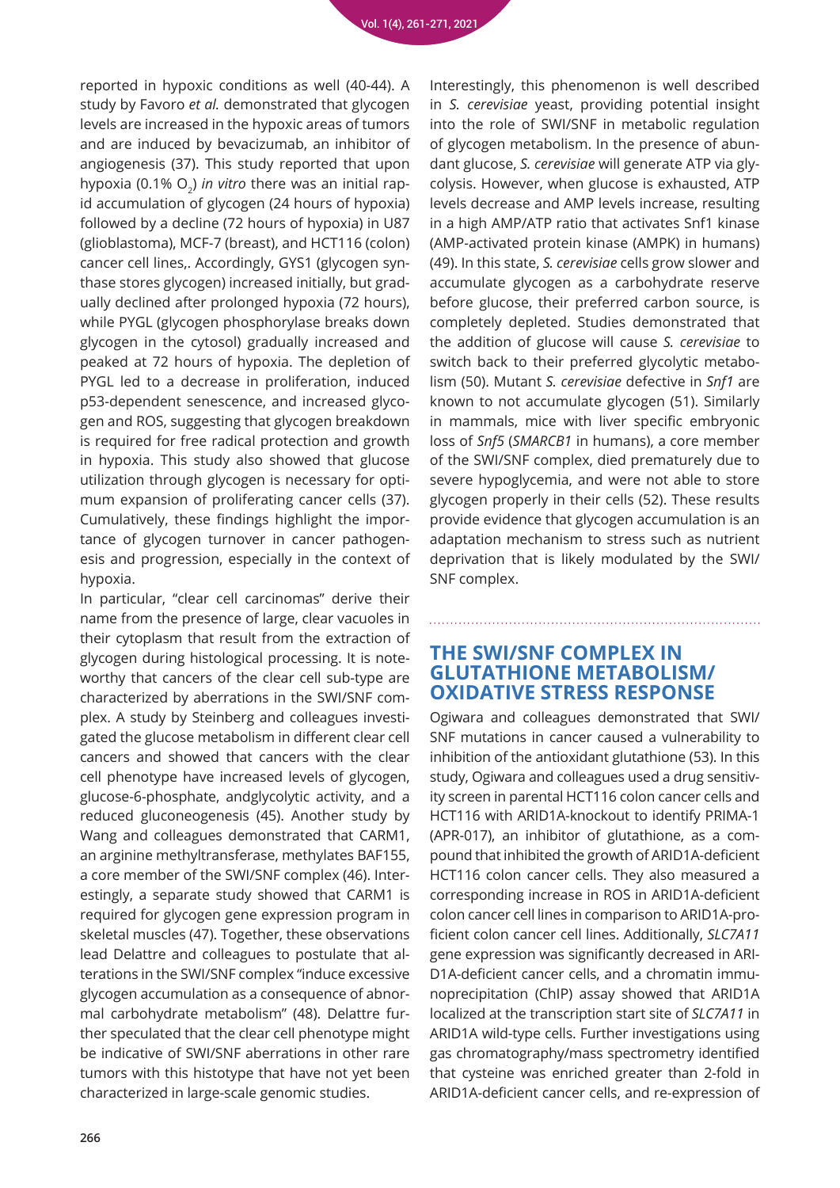reported in hypoxic conditions as well (40-44). A study by Favoro *et al.* demonstrated that glycogen levels are increased in the hypoxic areas of tumors and are induced by bevacizumab, an inhibitor of angiogenesis (37). This study reported that upon hypoxia (0.1% $O_2$) *in vitro* there was an initial rapid accumulation of glycogen (24 hours of hypoxia) followed by a decline (72 hours of hypoxia) in U87 (glioblastoma), MCF-7 (breast), and HCT116 (colon) cancer cell lines,. Accordingly, GYS1 (glycogen synthase stores glycogen) increased initially, but gradually declined after prolonged hypoxia (72 hours), while PYGL (glycogen phosphorylase breaks down glycogen in the cytosol) gradually increased and peaked at 72 hours of hypoxia. The depletion of PYGL led to a decrease in proliferation, induced p53-dependent senescence, and increased glycogen and ROS, suggesting that glycogen breakdown is required for free radical protection and growth in hypoxia. This study also showed that glucose utilization through glycogen is necessary for optimum expansion of proliferating cancer cells (37). Cumulatively, these findings highlight the importance of glycogen turnover in cancer pathogenesis and progression, especially in the context of hypoxia.

In particular, "clear cell carcinomas" derive their name from the presence of large, clear vacuoles in their cytoplasm that result from the extraction of glycogen during histological processing. It is noteworthy that cancers of the clear cell sub-type are characterized by aberrations in the SWI/SNF complex. A study by Steinberg and colleagues investigated the glucose metabolism in different clear cell cancers and showed that cancers with the clear cell phenotype have increased levels of glycogen, glucose-6-phosphate, andglycolytic activity, and a reduced gluconeogenesis (45). Another study by Wang and colleagues demonstrated that CARM1, an arginine methyltransferase, methylates BAF155, a core member of the SWI/SNF complex (46). Interestingly, a separate study showed that CARM1 is required for glycogen gene expression program in skeletal muscles (47). Together, these observations lead Delattre and colleagues to postulate that alterations in the SWI/SNF complex "induce excessive glycogen accumulation as a consequence of abnormal carbohydrate metabolism" (48). Delattre further speculated that the clear cell phenotype might be indicative of SWI/SNF aberrations in other rare tumors with this histotype that have not yet been characterized in large-scale genomic studies.

Interestingly, this phenomenon is well described in *S. cerevisiae* yeast, providing potential insight into the role of SWI/SNF in metabolic regulation of glycogen metabolism. In the presence of abundant glucose, *S. cerevisiae* will generate ATP via glycolysis. However, when glucose is exhausted, ATP levels decrease and AMP levels increase, resulting in a high AMP/ATP ratio that activates Snf1 kinase (AMP-activated protein kinase (AMPK) in humans) (49). In this state, *S. cerevisiae* cells grow slower and accumulate glycogen as a carbohydrate reserve before glucose, their preferred carbon source, is completely depleted. Studies demonstrated that the addition of glucose will cause *S. cerevisiae* to switch back to their preferred glycolytic metabolism (50). Mutant *S. cerevisiae* defective in *Snf1* are known to not accumulate glycogen (51). Similarly in mammals, mice with liver specific embryonic loss of *Snf5* (*SMARCB1* in humans), a core member of the SWI/SNF complex, died prematurely due to severe hypoglycemia, and were not able to store glycogen properly in their cells (52). These results provide evidence that glycogen accumulation is an adaptation mechanism to stress such as nutrient deprivation that is likely modulated by the SWI/SNF complex.

## THE SWI/SNF COMPLEX IN GLUTATHIONE METABOLISM/ OXIDATIVE STRESS RESPONSE

Ogiwara and colleagues demonstrated that SWI/SNF mutations in cancer caused a vulnerability to inhibition of the antioxidant glutathione (53). In this study, Ogiwara and colleagues used a drug sensitivity screen in parental HCT116 colon cancer cells and HCT116 with ARID1A-knockout to identify PRIMA-1 (APR-017), an inhibitor of glutathione, as a compound that inhibited the growth of ARID1A-deficient HCT116 colon cancer cells. They also measured a corresponding increase in ROS in ARID1A-deficient colon cancer cell lines in comparison to ARID1A-proficient colon cancer cell lines. Additionally, *SLC7A11* gene expression was significantly decreased in ARID1A-deficient cancer cells, and a chromatin immunoprecipitation (ChIP) assay showed that ARID1A localized at the transcription start site of *SLC7A11* in ARID1A wild-type cells. Further investigations using gas chromatography/mass spectrometry identified that cysteine was enriched greater than 2-fold in ARID1A-deficient cancer cells, and re-expression of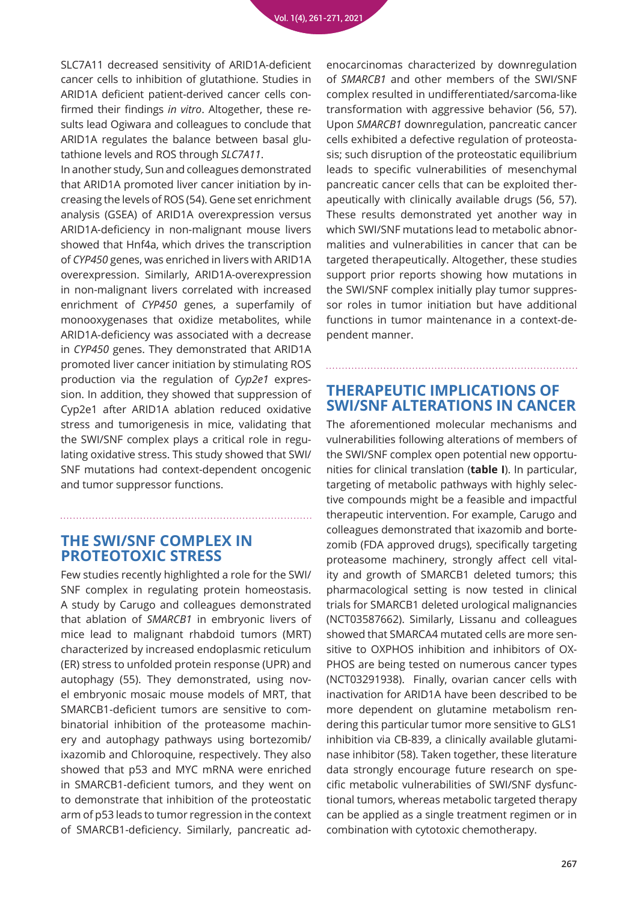SLC7A11 decreased sensitivity of ARID1A-deficient cancer cells to inhibition of glutathione. Studies in ARID1A deficient patient-derived cancer cells confirmed their findings *in vitro*. Altogether, these results lead Ogiwara and colleagues to conclude that ARID1A regulates the balance between basal glutathione levels and ROS through *SLC7A11*.

In another study, Sun and colleagues demonstrated that ARID1A promoted liver cancer initiation by increasing the levels of ROS (54). Gene set enrichment analysis (GSEA) of ARID1A overexpression versus ARID1A-deficiency in non-malignant mouse livers showed that Hnf4a, which drives the transcription of *CYP450* genes, was enriched in livers with ARID1A overexpression. Similarly, ARID1A-overexpression in non-malignant livers correlated with increased enrichment of *CYP450* genes, a superfamily of monooxygenases that oxidize metabolites, while ARID1A-deficiency was associated with a decrease in *CYP450* genes. They demonstrated that ARID1A promoted liver cancer initiation by stimulating ROS production via the regulation of *Cyp2e1* expression. In addition, they showed that suppression of Cyp2e1 after ARID1A ablation reduced oxidative stress and tumorigenesis in mice, validating that the SWI/SNF complex plays a critical role in regulating oxidative stress. This study showed that SWI/SNF mutations had context-dependent oncogenic and tumor suppressor functions.

## THE SWI/SNF COMPLEX IN PROTEOTOXIC STRESS

Few studies recently highlighted a role for the SWI/SNF complex in regulating protein homeostasis. A study by Carugo and colleagues demonstrated that ablation of *SMARCB1* in embryonic livers of mice lead to malignant rhabdoid tumors (MRT) characterized by increased endoplasmic reticulum (ER) stress to unfolded protein response (UPR) and autophagy (55). They demonstrated, using novel embryonic mosaic mouse models of MRT, that SMARCB1-deficient tumors are sensitive to combinatorial inhibition of the proteasome machinery and autophagy pathways using bortezomib/ixazomib and Chloroquine, respectively. They also showed that p53 and MYC mRNA were enriched in SMARCB1-deficient tumors, and they went on to demonstrate that inhibition of the proteostatic arm of p53 leads to tumor regression in the context of SMARCB1-deficiency. Similarly, pancreatic adenocarcinomas characterized by downregulation of *SMARCB1* and other members of the SWI/SNF complex resulted in undifferentiated/sarcoma-like transformation with aggressive behavior (56, 57). Upon *SMARCB1* downregulation, pancreatic cancer cells exhibited a defective regulation of proteostasis; such disruption of the proteostatic equilibrium leads to specific vulnerabilities of mesenchymal pancreatic cancer cells that can be exploited therapeutically with clinically available drugs (56, 57). These results demonstrated yet another way in which SWI/SNF mutations lead to metabolic abnormalities and vulnerabilities in cancer that can be targeted therapeutically. Altogether, these studies support prior reports showing how mutations in the SWI/SNF complex initially play tumor suppressor roles in tumor initiation but have additional functions in tumor maintenance in a context-dependent manner.

## THERAPEUTIC IMPLICATIONS OF SWI/SNF ALTERATIONS IN CANCER

The aforementioned molecular mechanisms and vulnerabilities following alterations of members of the SWI/SNF complex open potential new opportunities for clinical translation (**table I**). In particular, targeting of metabolic pathways with highly selective compounds might be a feasible and impactful therapeutic intervention. For example, Carugo and colleagues demonstrated that ixazomib and bortezomib (FDA approved drugs), specifically targeting proteasome machinery, strongly affect cell vitality and growth of SMARCB1 deleted tumors; this pharmacological setting is now tested in clinical trials for SMARCB1 deleted urological malignancies (NCT03587662). Similarly, Lissanu and colleagues showed that SMARCA4 mutated cells are more sensitive to OXPHOS inhibition and inhibitors of OXPHOS are being tested on numerous cancer types (NCT03291938). Finally, ovarian cancer cells with inactivation for ARID1A have been described to be more dependent on glutamine metabolism rendering this particular tumor more sensitive to GLS1 inhibition via CB-839, a clinically available glutaminase inhibitor (58). Taken together, these literature data strongly encourage future research on specific metabolic vulnerabilities of SWI/SNF dysfunctional tumors, whereas metabolic targeted therapy can be applied as a single treatment regimen or in combination with cytotoxic chemotherapy.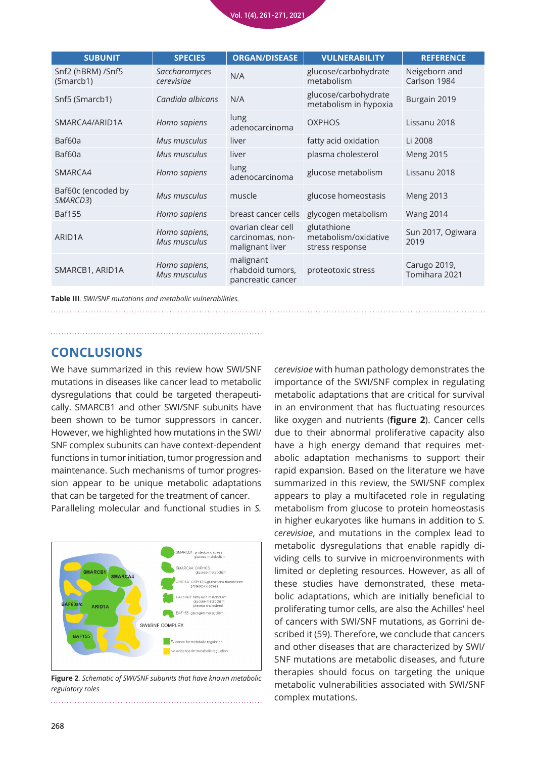| SUBUNIT | SPECIES | ORGAN/DISEASE | VULNERABILITY | REFERENCE |
|---|---|---|---|---|
| Snf2 (hBRM) /Snf5 (Smarcb1) | *Saccharomyces cerevisiae* | N/A | glucose/carbohydrate metabolism | Neigeborn and Carlson 1984 |
| Snf5 (Smarcb1) | *Candida albicans* | N/A | glucose/carbohydrate metabolism in hypoxia | Burgain 2019 |
| SMARCA4/ARID1A | *Homo sapiens* | lung adenocarcinoma | OXPHOS | Lissanu 2018 |
| Baf60a | *Mus musculus* | liver | fatty acid oxidation | Li 2008 |
| Baf60a | *Mus musculus* | liver | plasma cholesterol | Meng 2015 |
| SMARCA4 | *Homo sapiens* | lung adenocarcinoma | glucose metabolism | Lissanu 2018 |
| Baf60c (encoded by *SMARCD3*) | *Mus musculus* | muscle | glucose homeostasis | Meng 2013 |
| Baf155 | *Homo sapiens* | breast cancer cells | glycogen metabolism | Wang 2014 |
| ARID1A | *Homo sapiens, Mus musculus* | ovarian clear cell carcinomas, non-malignant liver | glutathione metabolism/oxidative stress response | Sun 2017, Ogiwara 2019 |
| SMARCB1, ARID1A | *Homo sapiens, Mus musculus* | malignant rhabdoid tumors, pancreatic cancer | proteotoxic stress | Carugo 2019, Tomihara 2021 |

**Table III**. *SWI/SNF mutations and metabolic vulnerabilities.*

## CONCLUSIONS

We have summarized in this review how SWI/SNF mutations in diseases like cancer lead to metabolic dysregulations that could be targeted therapeutically. SMARCB1 and other SWI/SNF subunits have been shown to be tumor suppressors in cancer. However, we highlighted how mutations in the SWI/SNF complex subunits can have context-dependent functions in tumor initiation, tumor progression and maintenance. Such mechanisms of tumor progression appear to be unique metabolic adaptations that can be targeted for the treatment of cancer.

Paralleling molecular and functional studies in *S. cerevisiae* with human pathology demonstrates the importance of the SWI/SNF complex in regulating metabolic adaptations that are critical for survival in an environment that has fluctuating resources like oxygen and nutrients (**figure 2**). Cancer cells due to their abnormal proliferative capacity also have a high energy demand that requires metabolic adaptation mechanisms to support their rapid expansion. Based on the literature we have summarized in this review, the SWI/SNF complex appears to play a multifaceted role in regulating metabolism from glucose to protein homeostasis in higher eukaryotes like humans in addition to *S. cerevisiae*, and mutations in the complex lead to metabolic dysregulations that enable rapidly dividing cells to survive in microenvironments with limited or depleting resources. However, as all of these studies have demonstrated, these metabolic adaptations, which are initially beneficial to proliferating tumor cells, are also the Achilles' heel of cancers with SWI/SNF mutations, as Gorrini described it (59). Therefore, we conclude that cancers and other diseases that are characterized by SWI/SNF mutations are metabolic diseases, and future therapies should focus on targeting the unique metabolic vulnerabilities associated with SWI/SNF complex mutations.

**Figure 2**. *Schematic of SWI/SNF subunits that have known metabolic regulatory roles*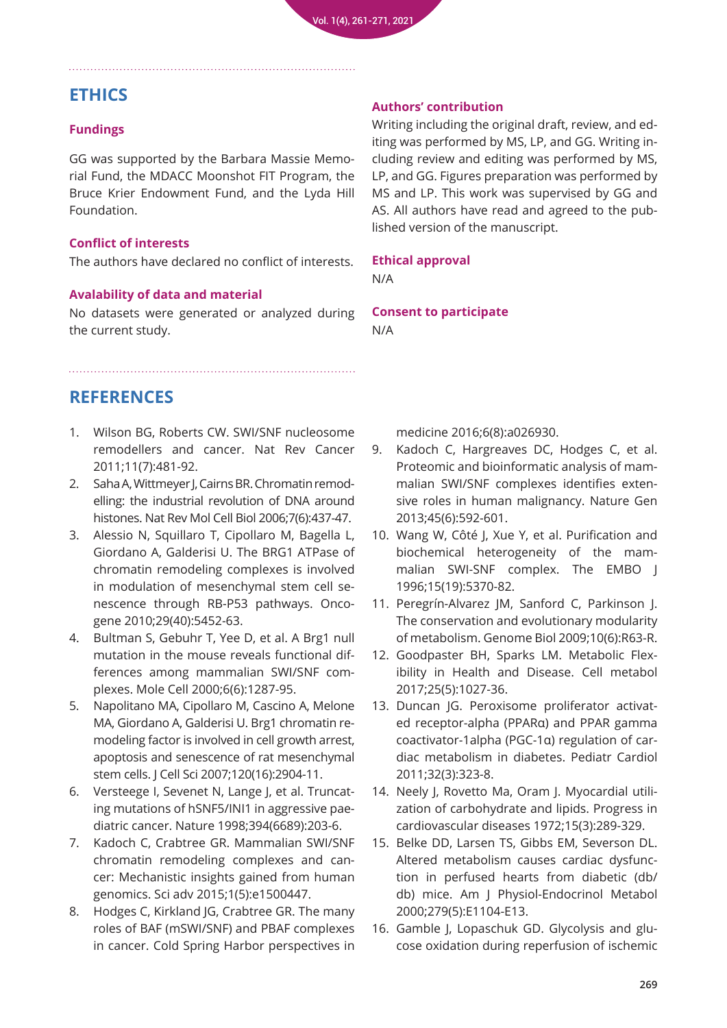## ETHICS

### Fundings

GG was supported by the Barbara Massie Memorial Fund, the MDACC Moonshot FIT Program, the Bruce Krier Endowment Fund, and the Lyda Hill Foundation.

### Conflict of interests

The authors have declared no conflict of interests.

### Avalability of data and material

No datasets were generated or analyzed during the current study.

### Authors' contribution

Writing including the original draft, review, and editing was performed by MS, LP, and GG. Writing including review and editing was performed by MS, LP, and GG. Figures preparation was performed by MS and LP. This work was supervised by GG and AS. All authors have read and agreed to the published version of the manuscript.

### Ethical approval

N/A

### Consent to participate

N/A

## REFERENCES

1. Wilson BG, Roberts CW. SWI/SNF nucleosome remodellers and cancer. Nat Rev Cancer 2011;11(7):481-92.
2. Saha A, Wittmeyer J, Cairns BR. Chromatin remodelling: the industrial revolution of DNA around histones. Nat Rev Mol Cell Biol 2006;7(6):437-47.
3. Alessio N, Squillaro T, Cipollaro M, Bagella L, Giordano A, Galderisi U. The BRG1 ATPase of chromatin remodeling complexes is involved in modulation of mesenchymal stem cell senescence through RB-P53 pathways. Oncogene 2010;29(40):5452-63.
4. Bultman S, Gebuhr T, Yee D, et al. A Brg1 null mutation in the mouse reveals functional differences among mammalian SWI/SNF complexes. Mole Cell 2000;6(6):1287-95.
5. Napolitano MA, Cipollaro M, Cascino A, Melone MA, Giordano A, Galderisi U. Brg1 chromatin remodeling factor is involved in cell growth arrest, apoptosis and senescence of rat mesenchymal stem cells. J Cell Sci 2007;120(16):2904-11.
6. Versteege I, Sevenet N, Lange J, et al. Truncating mutations of hSNF5/INI1 in aggressive paediatric cancer. Nature 1998;394(6689):203-6.
7. Kadoch C, Crabtree GR. Mammalian SWI/SNF chromatin remodeling complexes and cancer: Mechanistic insights gained from human genomics. Sci adv 2015;1(5):e1500447.
8. Hodges C, Kirkland JG, Crabtree GR. The many roles of BAF (mSWI/SNF) and PBAF complexes in cancer. Cold Spring Harbor perspectives in medicine 2016;6(8):a026930.
9. Kadoch C, Hargreaves DC, Hodges C, et al. Proteomic and bioinformatic analysis of mammalian SWI/SNF complexes identifies extensive roles in human malignancy. Nature Gen 2013;45(6):592-601.
10. Wang W, Côté J, Xue Y, et al. Purification and biochemical heterogeneity of the mammalian SWI-SNF complex. The EMBO J 1996;15(19):5370-82.
11. Peregrín-Alvarez JM, Sanford C, Parkinson J. The conservation and evolutionary modularity of metabolism. Genome Biol 2009;10(6):R63-R.
12. Goodpaster BH, Sparks LM. Metabolic Flexibility in Health and Disease. Cell metabol 2017;25(5):1027-36.
13. Duncan JG. Peroxisome proliferator activated receptor-alpha (PPARα) and PPAR gamma coactivator-1alpha (PGC-1α) regulation of cardiac metabolism in diabetes. Pediatr Cardiol 2011;32(3):323-8.
14. Neely J, Rovetto Ma, Oram J. Myocardial utilization of carbohydrate and lipids. Progress in cardiovascular diseases 1972;15(3):289-329.
15. Belke DD, Larsen TS, Gibbs EM, Severson DL. Altered metabolism causes cardiac dysfunction in perfused hearts from diabetic (db/db) mice. Am J Physiol-Endocrinol Metabol 2000;279(5):E1104-E13.
16. Gamble J, Lopaschuk GD. Glycolysis and glucose oxidation during reperfusion of ischemic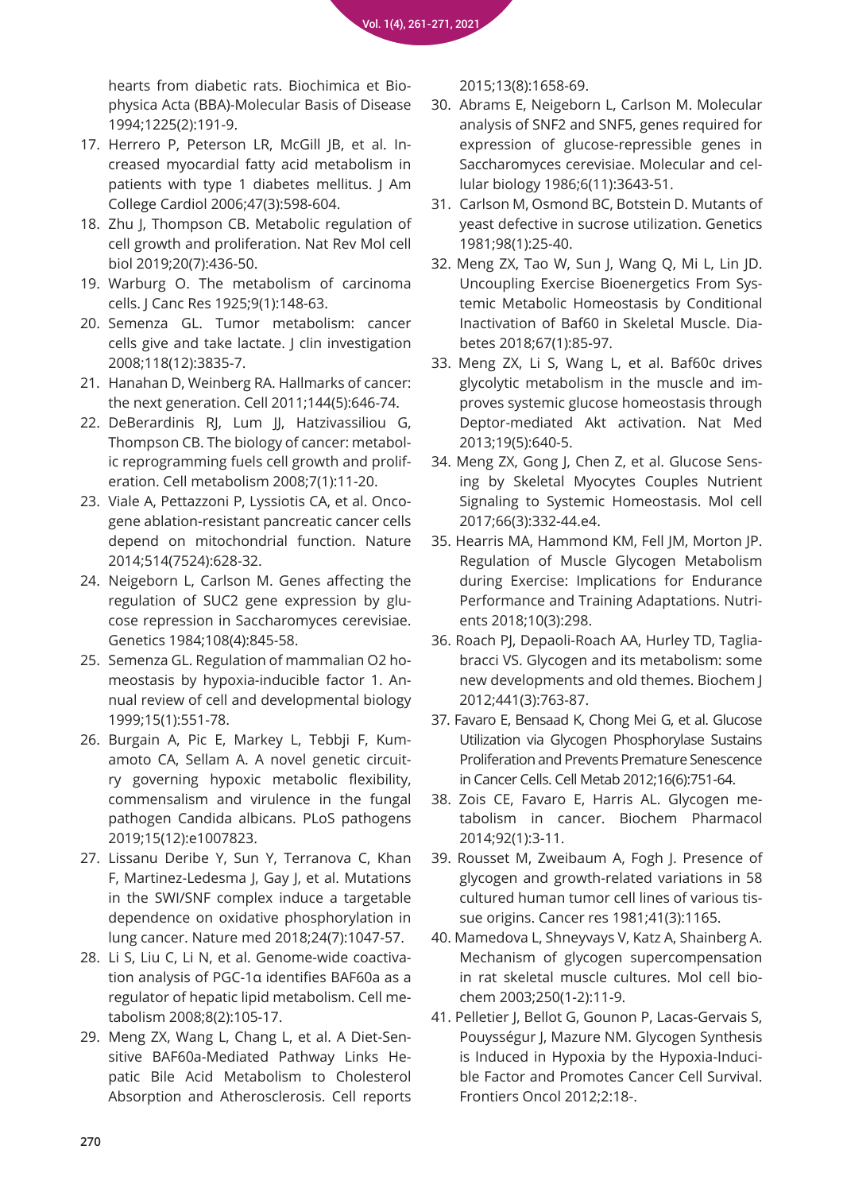hearts from diabetic rats. Biochimica et Biophysica Acta (BBA)-Molecular Basis of Disease 1994;1225(2):191-9.

17. Herrero P, Peterson LR, McGill JB, et al. Increased myocardial fatty acid metabolism in patients with type 1 diabetes mellitus. J Am College Cardiol 2006;47(3):598-604.
18. Zhu J, Thompson CB. Metabolic regulation of cell growth and proliferation. Nat Rev Mol cell biol 2019;20(7):436-50.
19. Warburg O. The metabolism of carcinoma cells. J Canc Res 1925;9(1):148-63.
20. Semenza GL. Tumor metabolism: cancer cells give and take lactate. J clin investigation 2008;118(12):3835-7.
21. Hanahan D, Weinberg RA. Hallmarks of cancer: the next generation. Cell 2011;144(5):646-74.
22. DeBerardinis RJ, Lum JJ, Hatzivassiliou G, Thompson CB. The biology of cancer: metabolic reprogramming fuels cell growth and proliferation. Cell metabolism 2008;7(1):11-20.
23. Viale A, Pettazzoni P, Lyssiotis CA, et al. Oncogene ablation-resistant pancreatic cancer cells depend on mitochondrial function. Nature 2014;514(7524):628-32.
24. Neigeborn L, Carlson M. Genes affecting the regulation of SUC2 gene expression by glucose repression in Saccharomyces cerevisiae. Genetics 1984;108(4):845-58.
25. Semenza GL. Regulation of mammalian O2 homeostasis by hypoxia-inducible factor 1. Annual review of cell and developmental biology 1999;15(1):551-78.
26. Burgain A, Pic E, Markey L, Tebbji F, Kumamoto CA, Sellam A. A novel genetic circuitry governing hypoxic metabolic flexibility, commensalism and virulence in the fungal pathogen Candida albicans. PLoS pathogens 2019;15(12):e1007823.
27. Lissanu Deribe Y, Sun Y, Terranova C, Khan F, Martinez-Ledesma J, Gay J, et al. Mutations in the SWI/SNF complex induce a targetable dependence on oxidative phosphorylation in lung cancer. Nature med 2018;24(7):1047-57.
28. Li S, Liu C, Li N, et al. Genome-wide coactivation analysis of PGC-1α identifies BAF60a as a regulator of hepatic lipid metabolism. Cell metabolism 2008;8(2):105-17.
29. Meng ZX, Wang L, Chang L, et al. A Diet-Sensitive BAF60a-Mediated Pathway Links Hepatic Bile Acid Metabolism to Cholesterol Absorption and Atherosclerosis. Cell reports 2015;13(8):1658-69.
30. Abrams E, Neigeborn L, Carlson M. Molecular analysis of SNF2 and SNF5, genes required for expression of glucose-repressible genes in Saccharomyces cerevisiae. Molecular and cellular biology 1986;6(11):3643-51.
31. Carlson M, Osmond BC, Botstein D. Mutants of yeast defective in sucrose utilization. Genetics 1981;98(1):25-40.
32. Meng ZX, Tao W, Sun J, Wang Q, Mi L, Lin JD. Uncoupling Exercise Bioenergetics From Systemic Metabolic Homeostasis by Conditional Inactivation of Baf60 in Skeletal Muscle. Diabetes 2018;67(1):85-97.
33. Meng ZX, Li S, Wang L, et al. Baf60c drives glycolytic metabolism in the muscle and improves systemic glucose homeostasis through Deptor-mediated Akt activation. Nat Med 2013;19(5):640-5.
34. Meng ZX, Gong J, Chen Z, et al. Glucose Sensing by Skeletal Myocytes Couples Nutrient Signaling to Systemic Homeostasis. Mol cell 2017;66(3):332-44.e4.
35. Hearris MA, Hammond KM, Fell JM, Morton JP. Regulation of Muscle Glycogen Metabolism during Exercise: Implications for Endurance Performance and Training Adaptations. Nutrients 2018;10(3):298.
36. Roach PJ, Depaoli-Roach AA, Hurley TD, Tagliabracci VS. Glycogen and its metabolism: some new developments and old themes. Biochem J 2012;441(3):763-87.
37. Favaro E, Bensaad K, Chong Mei G, et al. Glucose Utilization via Glycogen Phosphorylase Sustains Proliferation and Prevents Premature Senescence in Cancer Cells. Cell Metab 2012;16(6):751-64.
38. Zois CE, Favaro E, Harris AL. Glycogen metabolism in cancer. Biochem Pharmacol 2014;92(1):3-11.
39. Rousset M, Zweibaum A, Fogh J. Presence of glycogen and growth-related variations in 58 cultured human tumor cell lines of various tissue origins. Cancer res 1981;41(3):1165.
40. Mamedova L, Shneyvays V, Katz A, Shainberg A. Mechanism of glycogen supercompensation in rat skeletal muscle cultures. Mol cell biochem 2003;250(1-2):11-9.
41. Pelletier J, Bellot G, Gounon P, Lacas-Gervais S, Pouysségur J, Mazure NM. Glycogen Synthesis is Induced in Hypoxia by the Hypoxia-Inducible Factor and Promotes Cancer Cell Survival. Frontiers Oncol 2012;2:18-.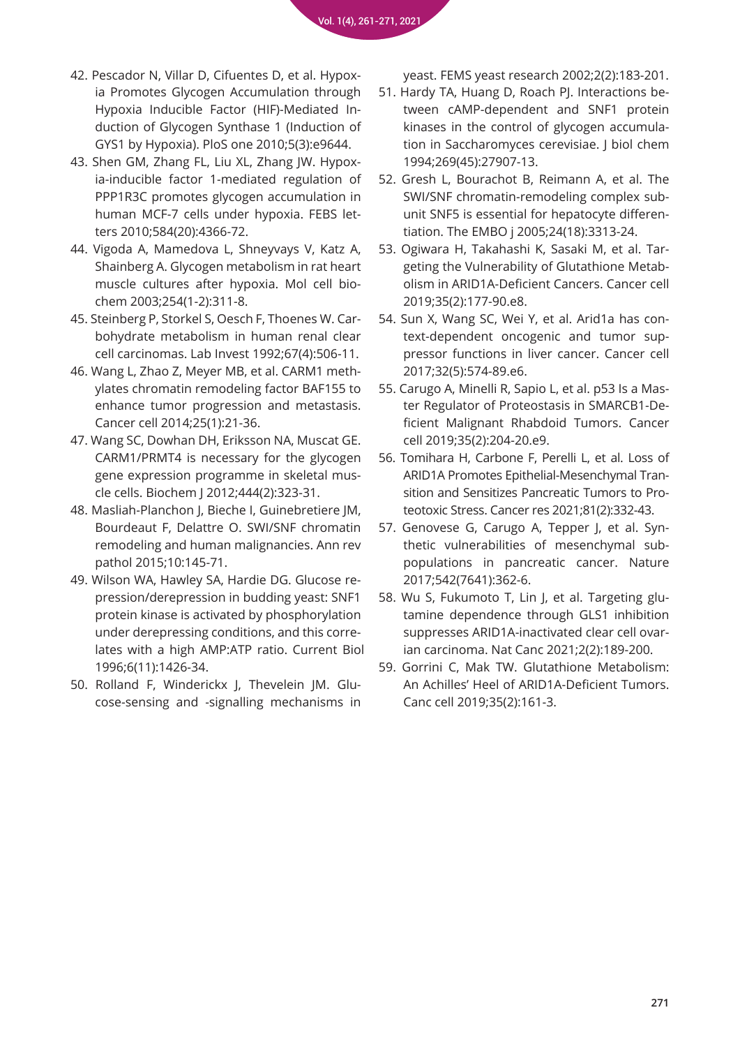42. Pescador N, Villar D, Cifuentes D, et al. Hypoxia Promotes Glycogen Accumulation through Hypoxia Inducible Factor (HIF)-Mediated Induction of Glycogen Synthase 1 (Induction of GYS1 by Hypoxia). PloS one 2010;5(3):e9644.
43. Shen GM, Zhang FL, Liu XL, Zhang JW. Hypoxia-inducible factor 1-mediated regulation of PPP1R3C promotes glycogen accumulation in human MCF-7 cells under hypoxia. FEBS letters 2010;584(20):4366-72.
44. Vigoda A, Mamedova L, Shneyvays V, Katz A, Shainberg A. Glycogen metabolism in rat heart muscle cultures after hypoxia. Mol cell biochem 2003;254(1-2):311-8.
45. Steinberg P, Storkel S, Oesch F, Thoenes W. Carbohydrate metabolism in human renal clear cell carcinomas. Lab Invest 1992;67(4):506-11.
46. Wang L, Zhao Z, Meyer MB, et al. CARM1 methylates chromatin remodeling factor BAF155 to enhance tumor progression and metastasis. Cancer cell 2014;25(1):21-36.
47. Wang SC, Dowhan DH, Eriksson NA, Muscat GE. CARM1/PRMT4 is necessary for the glycogen gene expression programme in skeletal muscle cells. Biochem J 2012;444(2):323-31.
48. Masliah-Planchon J, Bieche I, Guinebretiere JM, Bourdeaut F, Delattre O. SWI/SNF chromatin remodeling and human malignancies. Ann rev pathol 2015;10:145-71.
49. Wilson WA, Hawley SA, Hardie DG. Glucose repression/derepression in budding yeast: SNF1 protein kinase is activated by phosphorylation under derepressing conditions, and this correlates with a high AMP:ATP ratio. Current Biol 1996;6(11):1426-34.
50. Rolland F, Winderickx J, Thevelein JM. Glucose-sensing and -signalling mechanisms in yeast. FEMS yeast research 2002;2(2):183-201.
51. Hardy TA, Huang D, Roach PJ. Interactions between cAMP-dependent and SNF1 protein kinases in the control of glycogen accumulation in Saccharomyces cerevisiae. J biol chem 1994;269(45):27907-13.
52. Gresh L, Bourachot B, Reimann A, et al. The SWI/SNF chromatin-remodeling complex subunit SNF5 is essential for hepatocyte differentiation. The EMBO j 2005;24(18):3313-24.
53. Ogiwara H, Takahashi K, Sasaki M, et al. Targeting the Vulnerability of Glutathione Metabolism in ARID1A-Deficient Cancers. Cancer cell 2019;35(2):177-90.e8.
54. Sun X, Wang SC, Wei Y, et al. Arid1a has context-dependent oncogenic and tumor suppressor functions in liver cancer. Cancer cell 2017;32(5):574-89.e6.
55. Carugo A, Minelli R, Sapio L, et al. p53 Is a Master Regulator of Proteostasis in SMARCB1-Deficient Malignant Rhabdoid Tumors. Cancer cell 2019;35(2):204-20.e9.
56. Tomihara H, Carbone F, Perelli L, et al. Loss of ARID1A Promotes Epithelial-Mesenchymal Transition and Sensitizes Pancreatic Tumors to Proteotoxic Stress. Cancer res 2021;81(2):332-43.
57. Genovese G, Carugo A, Tepper J, et al. Synthetic vulnerabilities of mesenchymal subpopulations in pancreatic cancer. Nature 2017;542(7641):362-6.
58. Wu S, Fukumoto T, Lin J, et al. Targeting glutamine dependence through GLS1 inhibition suppresses ARID1A-inactivated clear cell ovarian carcinoma. Nat Canc 2021;2(2):189-200.
59. Gorrini C, Mak TW. Glutathione Metabolism: An Achilles' Heel of ARID1A-Deficient Tumors. Canc cell 2019;35(2):161-3.